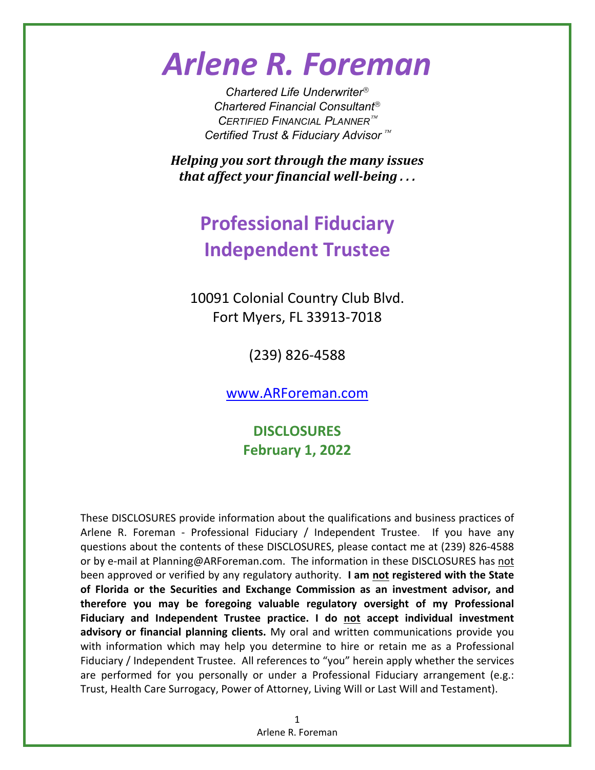# *Arlene R. Foreman*

*Chartered Life Underwriter®*
*Chartered Financial Consultant®*
*CERTIFIED FINANCIAL PLANNER™*
*Certified Trust & Fiduciary Advisor ™*

***Helping you sort through the many issues that affect your financial well-being . . .***

## Professional Fiduciary
## Independent Trustee

10091 Colonial Country Club Blvd.
Fort Myers, FL 33913-7018

(239) 826-4588

www.ARForeman.com

### DISCLOSURES
### February 1, 2022

These DISCLOSURES provide information about the qualifications and business practices of Arlene R. Foreman - Professional Fiduciary / Independent Trustee. If you have any questions about the contents of these DISCLOSURES, please contact me at (239) 826-4588 or by e-mail at Planning@ARForeman.com. The information in these DISCLOSURES has not been approved or verified by any regulatory authority. **I am not registered with the State of Florida or the Securities and Exchange Commission as an investment advisor, and therefore you may be foregoing valuable regulatory oversight of my Professional Fiduciary and Independent Trustee practice. I do not accept individual investment advisory or financial planning clients.** My oral and written communications provide you with information which may help you determine to hire or retain me as a Professional Fiduciary / Independent Trustee. All references to "you" herein apply whether the services are performed for you personally or under a Professional Fiduciary arrangement (e.g.: Trust, Health Care Surrogacy, Power of Attorney, Living Will or Last Will and Testament).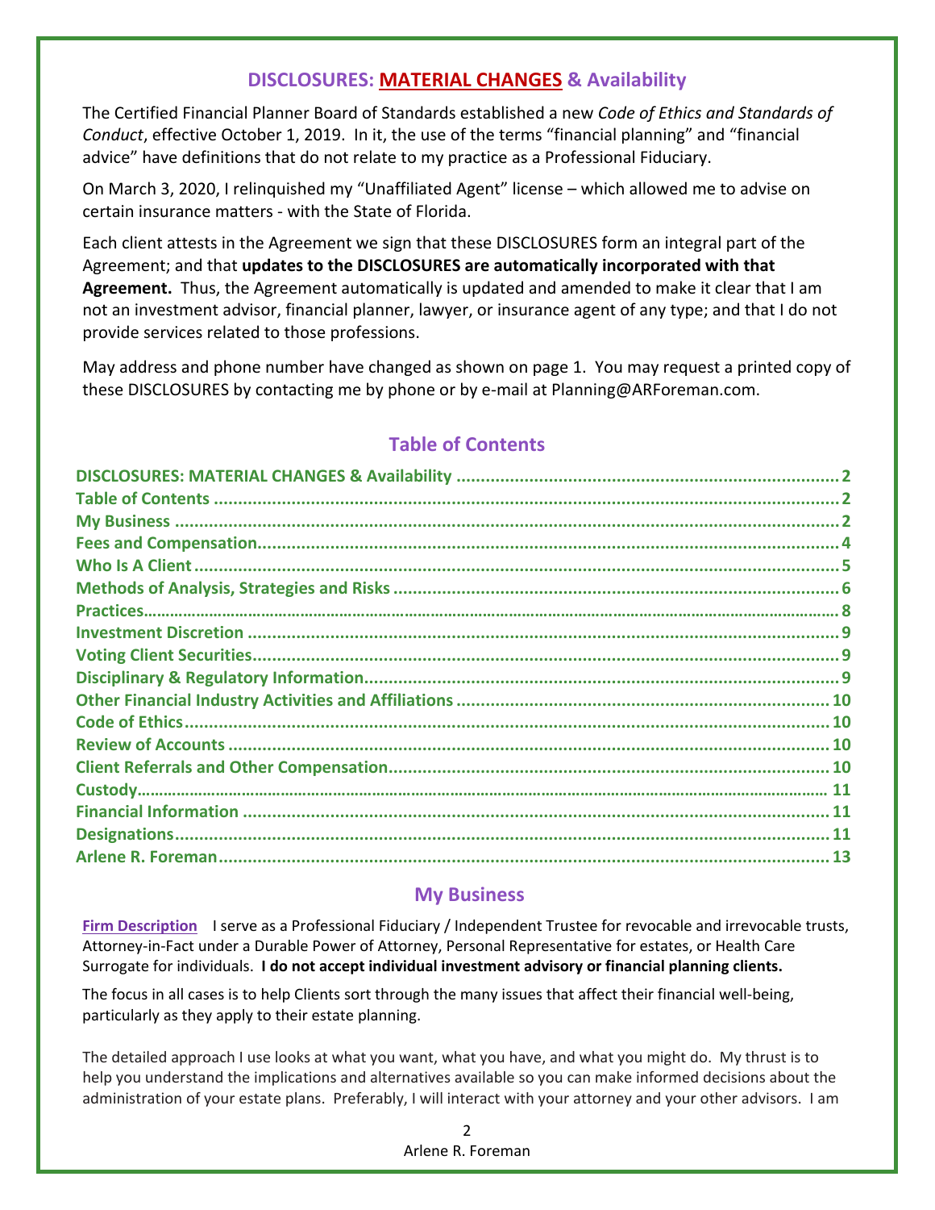## DISCLOSURES: MATERIAL CHANGES & Availability

The Certified Financial Planner Board of Standards established a new *Code of Ethics and Standards of Conduct*, effective October 1, 2019. In it, the use of the terms "financial planning" and "financial advice" have definitions that do not relate to my practice as a Professional Fiduciary.

On March 3, 2020, I relinquished my "Unaffiliated Agent" license – which allowed me to advise on certain insurance matters - with the State of Florida.

Each client attests in the Agreement we sign that these DISCLOSURES form an integral part of the Agreement; and that **updates to the DISCLOSURES are automatically incorporated with that Agreement.** Thus, the Agreement automatically is updated and amended to make it clear that I am not an investment advisor, financial planner, lawyer, or insurance agent of any type; and that I do not provide services related to those professions.

May address and phone number have changed as shown on page 1. You may request a printed copy of these DISCLOSURES by contacting me by phone or by e-mail at Planning@ARForeman.com.

## Table of Contents

- DISCLOSURES: MATERIAL CHANGES & Availability ..... 2
- Table of Contents ..... 2
- My Business ..... 2
- Fees and Compensation ..... 4
- Who Is A Client ..... 5
- Methods of Analysis, Strategies and Risks ..... 6
- Practices ..... 8
- Investment Discretion ..... 9
- Voting Client Securities ..... 9
- Disciplinary & Regulatory Information ..... 9
- Other Financial Industry Activities and Affiliations ..... 10
- Code of Ethics ..... 10
- Review of Accounts ..... 10
- Client Referrals and Other Compensation ..... 10
- Custody ..... 11
- Financial Information ..... 11
- Designations ..... 11
- Arlene R. Foreman ..... 13

## My Business

**Firm Description** I serve as a Professional Fiduciary / Independent Trustee for revocable and irrevocable trusts, Attorney-in-Fact under a Durable Power of Attorney, Personal Representative for estates, or Health Care Surrogate for individuals. **I do not accept individual investment advisory or financial planning clients.**

The focus in all cases is to help Clients sort through the many issues that affect their financial well-being, particularly as they apply to their estate planning.

The detailed approach I use looks at what you want, what you have, and what you might do. My thrust is to help you understand the implications and alternatives available so you can make informed decisions about the administration of your estate plans. Preferably, I will interact with your attorney and your other advisors. I am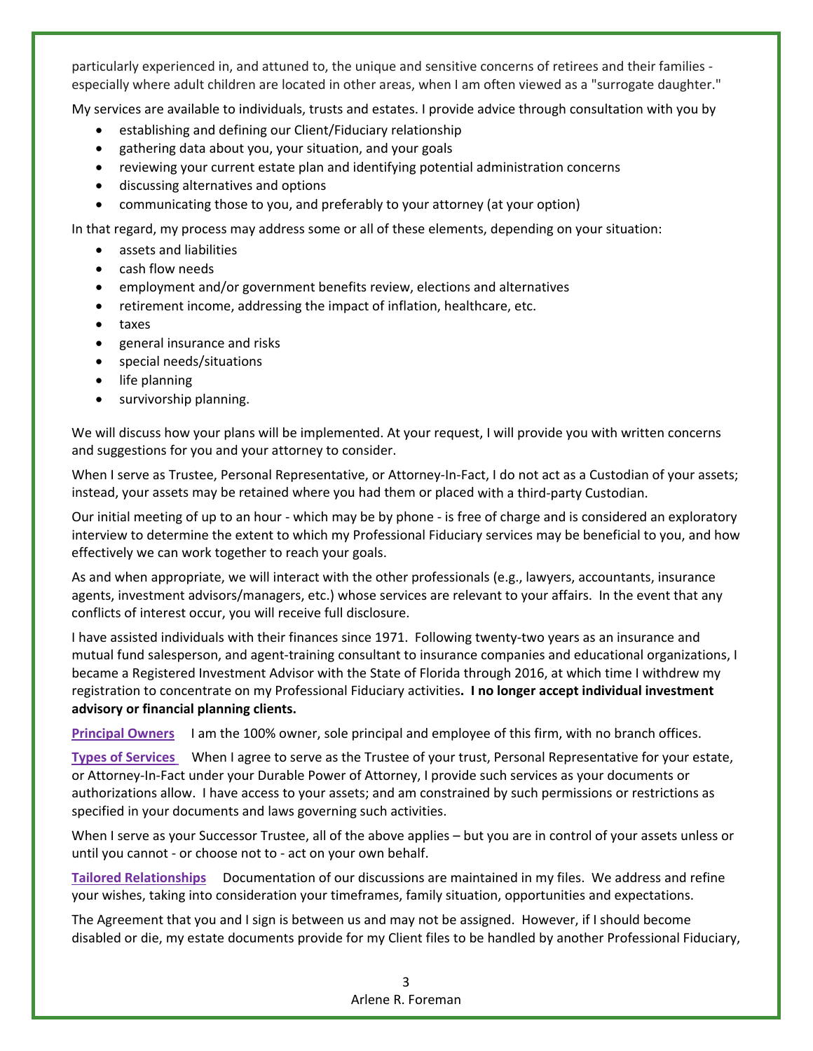particularly experienced in, and attuned to, the unique and sensitive concerns of retirees and their families - especially where adult children are located in other areas, when I am often viewed as a "surrogate daughter."

My services are available to individuals, trusts and estates. I provide advice through consultation with you by

- establishing and defining our Client/Fiduciary relationship
- gathering data about you, your situation, and your goals
- reviewing your current estate plan and identifying potential administration concerns
- discussing alternatives and options
- communicating those to you, and preferably to your attorney (at your option)

In that regard, my process may address some or all of these elements, depending on your situation:

- assets and liabilities
- cash flow needs
- employment and/or government benefits review, elections and alternatives
- retirement income, addressing the impact of inflation, healthcare, etc.
- taxes
- general insurance and risks
- special needs/situations
- life planning
- survivorship planning.

We will discuss how your plans will be implemented. At your request, I will provide you with written concerns and suggestions for you and your attorney to consider.

When I serve as Trustee, Personal Representative, or Attorney-In-Fact, I do not act as a Custodian of your assets; instead, your assets may be retained where you had them or placed with a third-party Custodian.

Our initial meeting of up to an hour - which may be by phone - is free of charge and is considered an exploratory interview to determine the extent to which my Professional Fiduciary services may be beneficial to you, and how effectively we can work together to reach your goals.

As and when appropriate, we will interact with the other professionals (e.g., lawyers, accountants, insurance agents, investment advisors/managers, etc.) whose services are relevant to your affairs. In the event that any conflicts of interest occur, you will receive full disclosure.

I have assisted individuals with their finances since 1971. Following twenty-two years as an insurance and mutual fund salesperson, and agent-training consultant to insurance companies and educational organizations, I became a Registered Investment Advisor with the State of Florida through 2016, at which time I withdrew my registration to concentrate on my Professional Fiduciary activities**. I no longer accept individual investment advisory or financial planning clients.**

**Principal Owners** I am the 100% owner, sole principal and employee of this firm, with no branch offices.

**Types of Services** When I agree to serve as the Trustee of your trust, Personal Representative for your estate, or Attorney-In-Fact under your Durable Power of Attorney, I provide such services as your documents or authorizations allow. I have access to your assets; and am constrained by such permissions or restrictions as specified in your documents and laws governing such activities.

When I serve as your Successor Trustee, all of the above applies – but you are in control of your assets unless or until you cannot - or choose not to - act on your own behalf.

**Tailored Relationships** Documentation of our discussions are maintained in my files. We address and refine your wishes, taking into consideration your timeframes, family situation, opportunities and expectations.

The Agreement that you and I sign is between us and may not be assigned. However, if I should become disabled or die, my estate documents provide for my Client files to be handled by another Professional Fiduciary,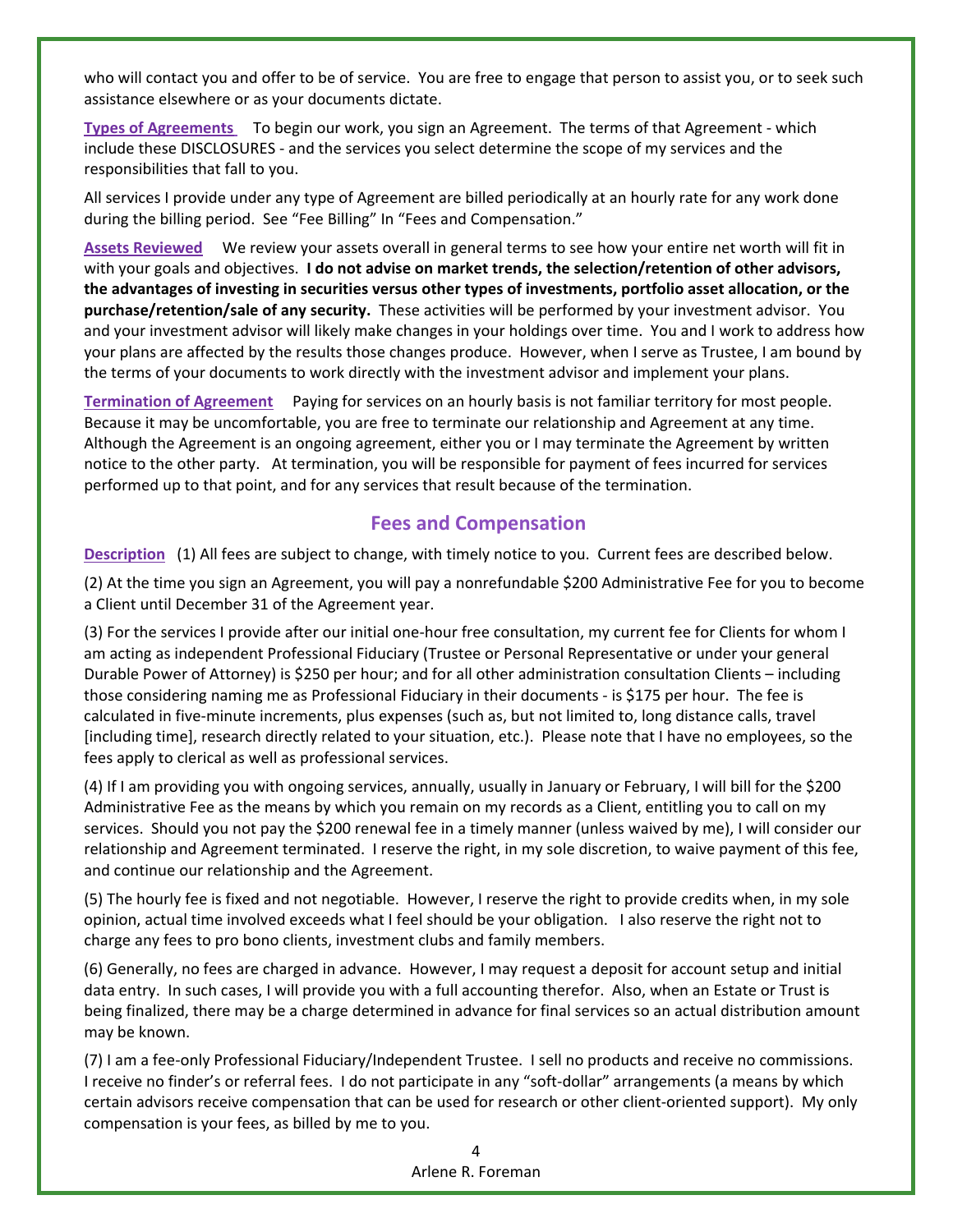who will contact you and offer to be of service. You are free to engage that person to assist you, or to seek such assistance elsewhere or as your documents dictate.

**Types of Agreements** To begin our work, you sign an Agreement. The terms of that Agreement - which include these DISCLOSURES - and the services you select determine the scope of my services and the responsibilities that fall to you.

All services I provide under any type of Agreement are billed periodically at an hourly rate for any work done during the billing period. See "Fee Billing" In "Fees and Compensation."

**Assets Reviewed** We review your assets overall in general terms to see how your entire net worth will fit in with your goals and objectives. **I do not advise on market trends, the selection/retention of other advisors, the advantages of investing in securities versus other types of investments, portfolio asset allocation, or the purchase/retention/sale of any security.** These activities will be performed by your investment advisor. You and your investment advisor will likely make changes in your holdings over time. You and I work to address how your plans are affected by the results those changes produce. However, when I serve as Trustee, I am bound by the terms of your documents to work directly with the investment advisor and implement your plans.

**Termination of Agreement** Paying for services on an hourly basis is not familiar territory for most people. Because it may be uncomfortable, you are free to terminate our relationship and Agreement at any time. Although the Agreement is an ongoing agreement, either you or I may terminate the Agreement by written notice to the other party. At termination, you will be responsible for payment of fees incurred for services performed up to that point, and for any services that result because of the termination.

## Fees and Compensation

**Description** (1) All fees are subject to change, with timely notice to you. Current fees are described below.

(2) At the time you sign an Agreement, you will pay a nonrefundable $200 Administrative Fee for you to become a Client until December 31 of the Agreement year.

(3) For the services I provide after our initial one-hour free consultation, my current fee for Clients for whom I am acting as independent Professional Fiduciary (Trustee or Personal Representative or under your general Durable Power of Attorney) is $250 per hour; and for all other administration consultation Clients – including those considering naming me as Professional Fiduciary in their documents - is $175 per hour. The fee is calculated in five-minute increments, plus expenses (such as, but not limited to, long distance calls, travel [including time], research directly related to your situation, etc.). Please note that I have no employees, so the fees apply to clerical as well as professional services.

(4) If I am providing you with ongoing services, annually, usually in January or February, I will bill for the $200 Administrative Fee as the means by which you remain on my records as a Client, entitling you to call on my services. Should you not pay the $200 renewal fee in a timely manner (unless waived by me), I will consider our relationship and Agreement terminated. I reserve the right, in my sole discretion, to waive payment of this fee, and continue our relationship and the Agreement.

(5) The hourly fee is fixed and not negotiable. However, I reserve the right to provide credits when, in my sole opinion, actual time involved exceeds what I feel should be your obligation. I also reserve the right not to charge any fees to pro bono clients, investment clubs and family members.

(6) Generally, no fees are charged in advance. However, I may request a deposit for account setup and initial data entry. In such cases, I will provide you with a full accounting therefor. Also, when an Estate or Trust is being finalized, there may be a charge determined in advance for final services so an actual distribution amount may be known.

(7) I am a fee-only Professional Fiduciary/Independent Trustee. I sell no products and receive no commissions. I receive no finder's or referral fees. I do not participate in any "soft-dollar" arrangements (a means by which certain advisors receive compensation that can be used for research or other client-oriented support). My only compensation is your fees, as billed by me to you.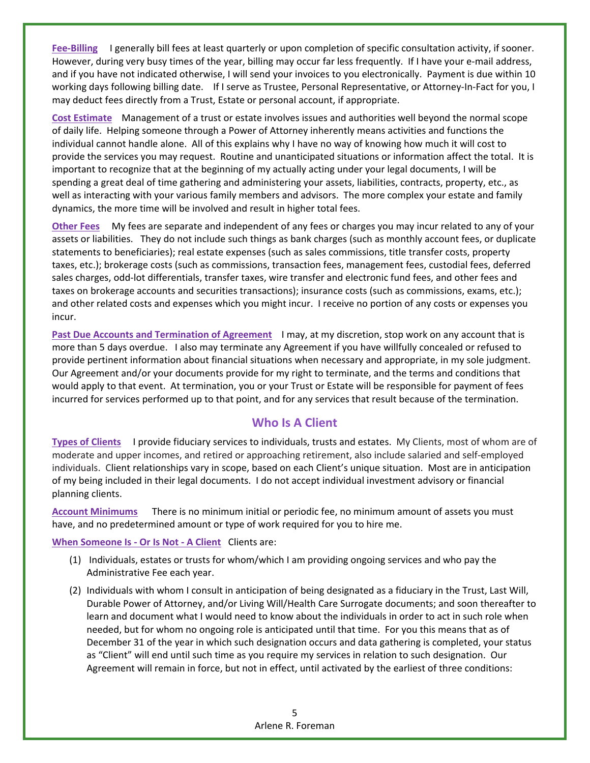**Fee-Billing** I generally bill fees at least quarterly or upon completion of specific consultation activity, if sooner. However, during very busy times of the year, billing may occur far less frequently. If I have your e-mail address, and if you have not indicated otherwise, I will send your invoices to you electronically. Payment is due within 10 working days following billing date. If I serve as Trustee, Personal Representative, or Attorney-In-Fact for you, I may deduct fees directly from a Trust, Estate or personal account, if appropriate.

**Cost Estimate** Management of a trust or estate involves issues and authorities well beyond the normal scope of daily life. Helping someone through a Power of Attorney inherently means activities and functions the individual cannot handle alone. All of this explains why I have no way of knowing how much it will cost to provide the services you may request. Routine and unanticipated situations or information affect the total. It is important to recognize that at the beginning of my actually acting under your legal documents, I will be spending a great deal of time gathering and administering your assets, liabilities, contracts, property, etc., as well as interacting with your various family members and advisors. The more complex your estate and family dynamics, the more time will be involved and result in higher total fees.

**Other Fees** My fees are separate and independent of any fees or charges you may incur related to any of your assets or liabilities. They do not include such things as bank charges (such as monthly account fees, or duplicate statements to beneficiaries); real estate expenses (such as sales commissions, title transfer costs, property taxes, etc.); brokerage costs (such as commissions, transaction fees, management fees, custodial fees, deferred sales charges, odd-lot differentials, transfer taxes, wire transfer and electronic fund fees, and other fees and taxes on brokerage accounts and securities transactions); insurance costs (such as commissions, exams, etc.); and other related costs and expenses which you might incur. I receive no portion of any costs or expenses you incur.

**Past Due Accounts and Termination of Agreement** I may, at my discretion, stop work on any account that is more than 5 days overdue. I also may terminate any Agreement if you have willfully concealed or refused to provide pertinent information about financial situations when necessary and appropriate, in my sole judgment. Our Agreement and/or your documents provide for my right to terminate, and the terms and conditions that would apply to that event. At termination, you or your Trust or Estate will be responsible for payment of fees incurred for services performed up to that point, and for any services that result because of the termination.

## Who Is A Client

**Types of Clients** I provide fiduciary services to individuals, trusts and estates. My Clients, most of whom are of moderate and upper incomes, and retired or approaching retirement, also include salaried and self-employed individuals. Client relationships vary in scope, based on each Client's unique situation. Most are in anticipation of my being included in their legal documents. I do not accept individual investment advisory or financial planning clients.

**Account Minimums** There is no minimum initial or periodic fee, no minimum amount of assets you must have, and no predetermined amount or type of work required for you to hire me.

**When Someone Is - Or Is Not - A Client** Clients are:

(1) Individuals, estates or trusts for whom/which I am providing ongoing services and who pay the Administrative Fee each year.

(2) Individuals with whom I consult in anticipation of being designated as a fiduciary in the Trust, Last Will, Durable Power of Attorney, and/or Living Will/Health Care Surrogate documents; and soon thereafter to learn and document what I would need to know about the individuals in order to act in such role when needed, but for whom no ongoing role is anticipated until that time. For you this means that as of December 31 of the year in which such designation occurs and data gathering is completed, your status as "Client" will end until such time as you require my services in relation to such designation. Our Agreement will remain in force, but not in effect, until activated by the earliest of three conditions: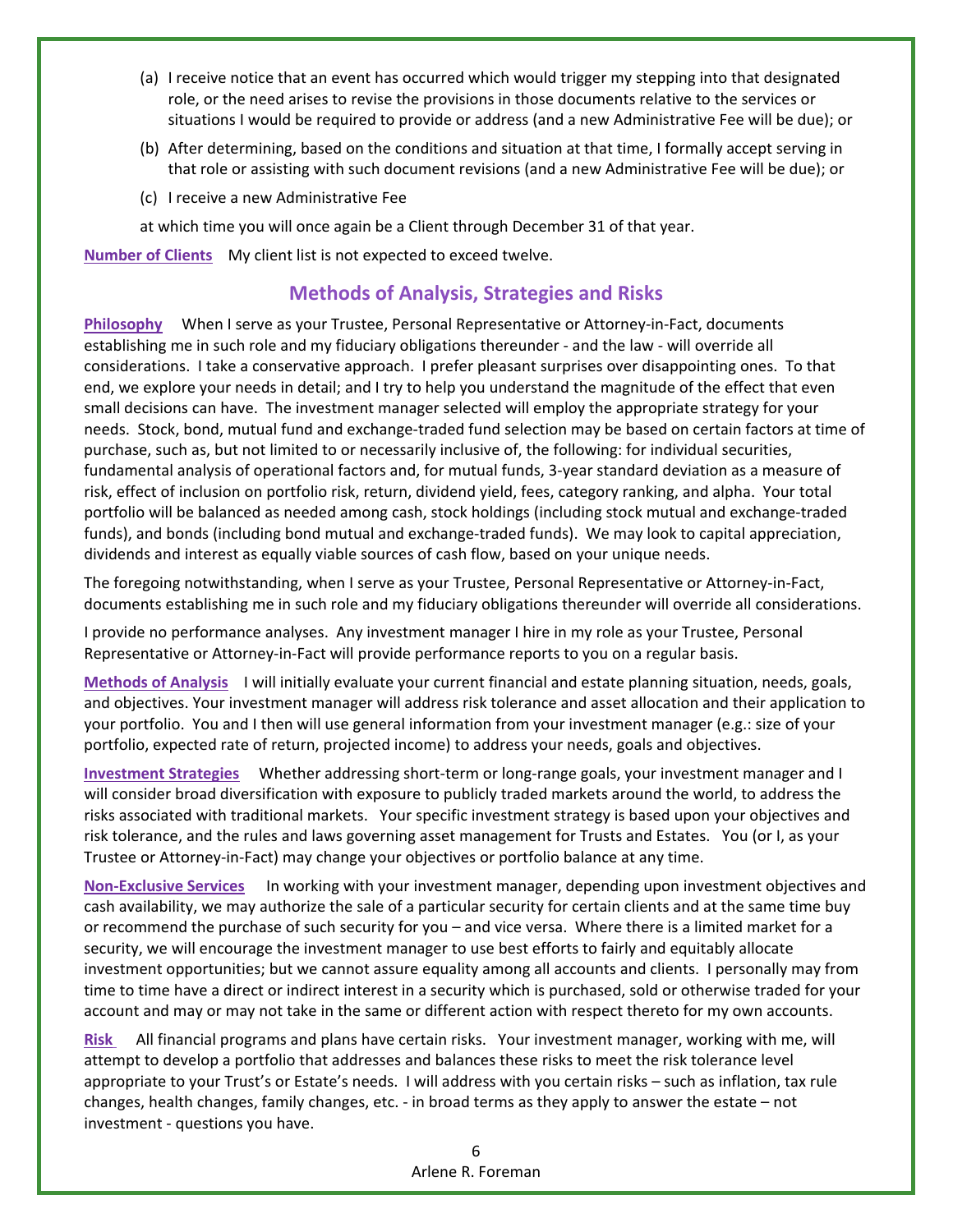(a) I receive notice that an event has occurred which would trigger my stepping into that designated role, or the need arises to revise the provisions in those documents relative to the services or situations I would be required to provide or address (and a new Administrative Fee will be due); or

(b) After determining, based on the conditions and situation at that time, I formally accept serving in that role or assisting with such document revisions (and a new Administrative Fee will be due); or

(c) I receive a new Administrative Fee

at which time you will once again be a Client through December 31 of that year.

**Number of Clients** My client list is not expected to exceed twelve.

## Methods of Analysis, Strategies and Risks

**Philosophy** When I serve as your Trustee, Personal Representative or Attorney-in-Fact, documents establishing me in such role and my fiduciary obligations thereunder - and the law - will override all considerations. I take a conservative approach. I prefer pleasant surprises over disappointing ones. To that end, we explore your needs in detail; and I try to help you understand the magnitude of the effect that even small decisions can have. The investment manager selected will employ the appropriate strategy for your needs. Stock, bond, mutual fund and exchange-traded fund selection may be based on certain factors at time of purchase, such as, but not limited to or necessarily inclusive of, the following: for individual securities, fundamental analysis of operational factors and, for mutual funds, 3-year standard deviation as a measure of risk, effect of inclusion on portfolio risk, return, dividend yield, fees, category ranking, and alpha. Your total portfolio will be balanced as needed among cash, stock holdings (including stock mutual and exchange-traded funds), and bonds (including bond mutual and exchange-traded funds). We may look to capital appreciation, dividends and interest as equally viable sources of cash flow, based on your unique needs.

The foregoing notwithstanding, when I serve as your Trustee, Personal Representative or Attorney-in-Fact, documents establishing me in such role and my fiduciary obligations thereunder will override all considerations.

I provide no performance analyses. Any investment manager I hire in my role as your Trustee, Personal Representative or Attorney-in-Fact will provide performance reports to you on a regular basis.

**Methods of Analysis** I will initially evaluate your current financial and estate planning situation, needs, goals, and objectives. Your investment manager will address risk tolerance and asset allocation and their application to your portfolio. You and I then will use general information from your investment manager (e.g.: size of your portfolio, expected rate of return, projected income) to address your needs, goals and objectives.

**Investment Strategies** Whether addressing short-term or long-range goals, your investment manager and I will consider broad diversification with exposure to publicly traded markets around the world, to address the risks associated with traditional markets. Your specific investment strategy is based upon your objectives and risk tolerance, and the rules and laws governing asset management for Trusts and Estates. You (or I, as your Trustee or Attorney-in-Fact) may change your objectives or portfolio balance at any time.

**Non-Exclusive Services** In working with your investment manager, depending upon investment objectives and cash availability, we may authorize the sale of a particular security for certain clients and at the same time buy or recommend the purchase of such security for you – and vice versa. Where there is a limited market for a security, we will encourage the investment manager to use best efforts to fairly and equitably allocate investment opportunities; but we cannot assure equality among all accounts and clients. I personally may from time to time have a direct or indirect interest in a security which is purchased, sold or otherwise traded for your account and may or may not take in the same or different action with respect thereto for my own accounts.

**Risk** All financial programs and plans have certain risks. Your investment manager, working with me, will attempt to develop a portfolio that addresses and balances these risks to meet the risk tolerance level appropriate to your Trust's or Estate's needs. I will address with you certain risks – such as inflation, tax rule changes, health changes, family changes, etc. - in broad terms as they apply to answer the estate – not investment - questions you have.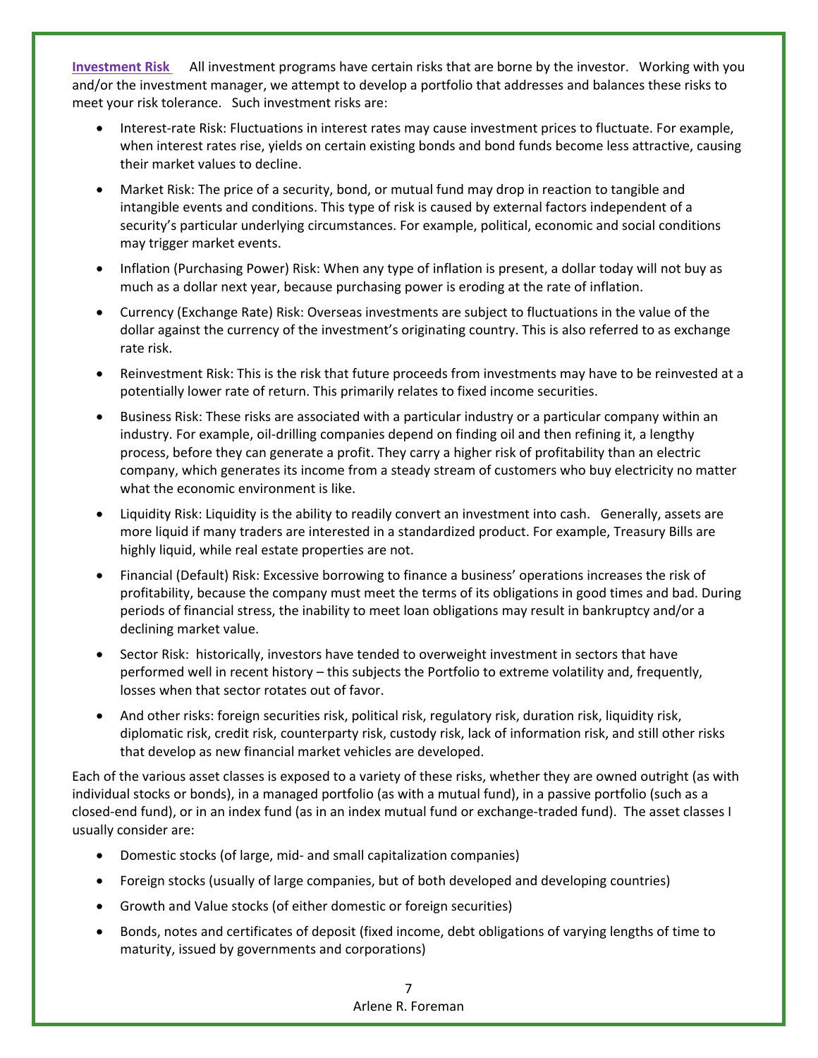**Investment Risk** All investment programs have certain risks that are borne by the investor. Working with you and/or the investment manager, we attempt to develop a portfolio that addresses and balances these risks to meet your risk tolerance. Such investment risks are:

- Interest-rate Risk: Fluctuations in interest rates may cause investment prices to fluctuate. For example, when interest rates rise, yields on certain existing bonds and bond funds become less attractive, causing their market values to decline.
- Market Risk: The price of a security, bond, or mutual fund may drop in reaction to tangible and intangible events and conditions. This type of risk is caused by external factors independent of a security's particular underlying circumstances. For example, political, economic and social conditions may trigger market events.
- Inflation (Purchasing Power) Risk: When any type of inflation is present, a dollar today will not buy as much as a dollar next year, because purchasing power is eroding at the rate of inflation.
- Currency (Exchange Rate) Risk: Overseas investments are subject to fluctuations in the value of the dollar against the currency of the investment's originating country. This is also referred to as exchange rate risk.
- Reinvestment Risk: This is the risk that future proceeds from investments may have to be reinvested at a potentially lower rate of return. This primarily relates to fixed income securities.
- Business Risk: These risks are associated with a particular industry or a particular company within an industry. For example, oil-drilling companies depend on finding oil and then refining it, a lengthy process, before they can generate a profit. They carry a higher risk of profitability than an electric company, which generates its income from a steady stream of customers who buy electricity no matter what the economic environment is like.
- Liquidity Risk: Liquidity is the ability to readily convert an investment into cash. Generally, assets are more liquid if many traders are interested in a standardized product. For example, Treasury Bills are highly liquid, while real estate properties are not.
- Financial (Default) Risk: Excessive borrowing to finance a business' operations increases the risk of profitability, because the company must meet the terms of its obligations in good times and bad. During periods of financial stress, the inability to meet loan obligations may result in bankruptcy and/or a declining market value.
- Sector Risk: historically, investors have tended to overweight investment in sectors that have performed well in recent history – this subjects the Portfolio to extreme volatility and, frequently, losses when that sector rotates out of favor.
- And other risks: foreign securities risk, political risk, regulatory risk, duration risk, liquidity risk, diplomatic risk, credit risk, counterparty risk, custody risk, lack of information risk, and still other risks that develop as new financial market vehicles are developed.

Each of the various asset classes is exposed to a variety of these risks, whether they are owned outright (as with individual stocks or bonds), in a managed portfolio (as with a mutual fund), in a passive portfolio (such as a closed-end fund), or in an index fund (as in an index mutual fund or exchange-traded fund). The asset classes I usually consider are:

- Domestic stocks (of large, mid- and small capitalization companies)
- Foreign stocks (usually of large companies, but of both developed and developing countries)
- Growth and Value stocks (of either domestic or foreign securities)
- Bonds, notes and certificates of deposit (fixed income, debt obligations of varying lengths of time to maturity, issued by governments and corporations)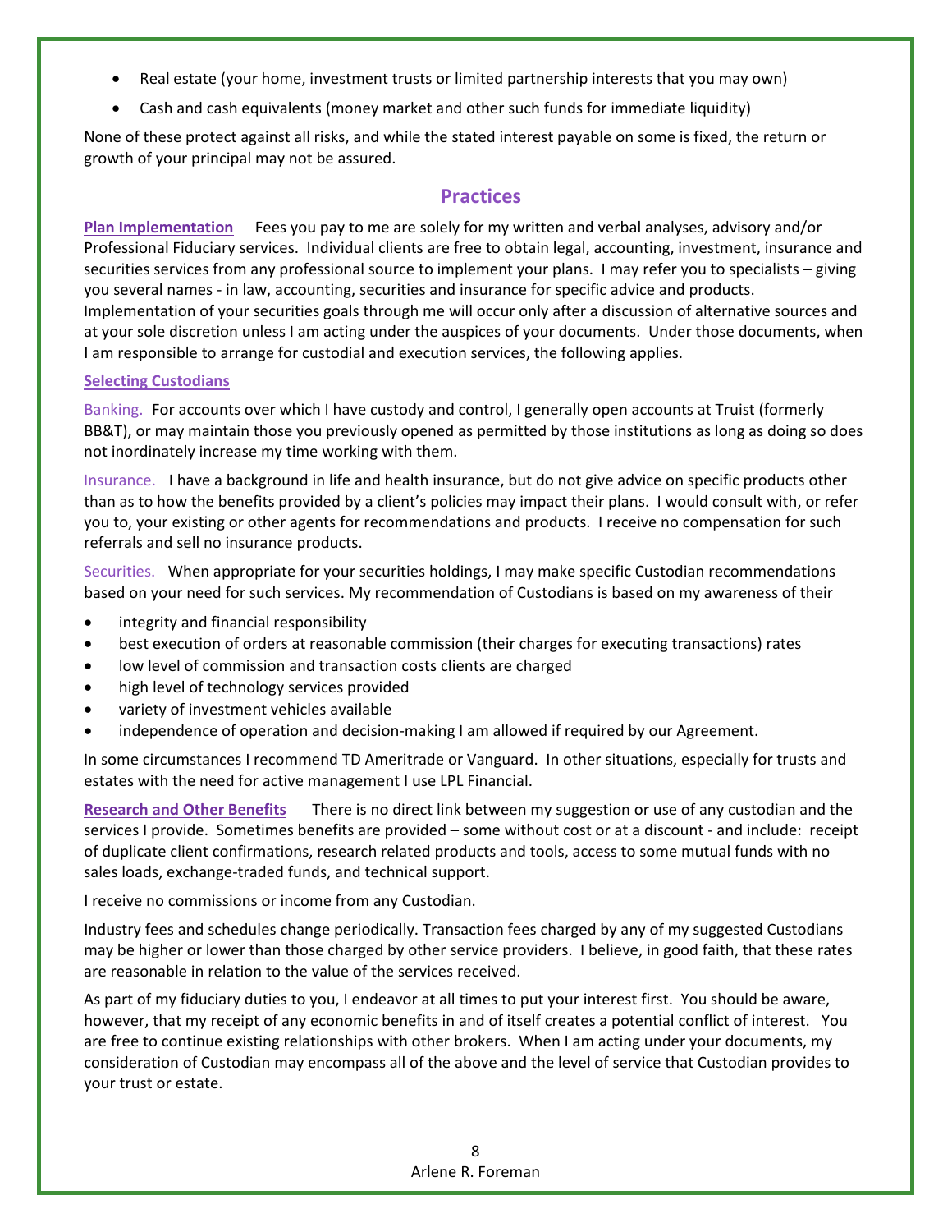- Real estate (your home, investment trusts or limited partnership interests that you may own)
- Cash and cash equivalents (money market and other such funds for immediate liquidity)

None of these protect against all risks, and while the stated interest payable on some is fixed, the return or growth of your principal may not be assured.

## Practices

**Plan Implementation** Fees you pay to me are solely for my written and verbal analyses, advisory and/or Professional Fiduciary services. Individual clients are free to obtain legal, accounting, investment, insurance and securities services from any professional source to implement your plans. I may refer you to specialists – giving you several names - in law, accounting, securities and insurance for specific advice and products. Implementation of your securities goals through me will occur only after a discussion of alternative sources and at your sole discretion unless I am acting under the auspices of your documents. Under those documents, when I am responsible to arrange for custodial and execution services, the following applies.

**Selecting Custodians**

Banking. For accounts over which I have custody and control, I generally open accounts at Truist (formerly BB&T), or may maintain those you previously opened as permitted by those institutions as long as doing so does not inordinately increase my time working with them.

Insurance. I have a background in life and health insurance, but do not give advice on specific products other than as to how the benefits provided by a client's policies may impact their plans. I would consult with, or refer you to, your existing or other agents for recommendations and products. I receive no compensation for such referrals and sell no insurance products.

Securities. When appropriate for your securities holdings, I may make specific Custodian recommendations based on your need for such services. My recommendation of Custodians is based on my awareness of their

- integrity and financial responsibility
- best execution of orders at reasonable commission (their charges for executing transactions) rates
- low level of commission and transaction costs clients are charged
- high level of technology services provided
- variety of investment vehicles available
- independence of operation and decision-making I am allowed if required by our Agreement.

In some circumstances I recommend TD Ameritrade or Vanguard. In other situations, especially for trusts and estates with the need for active management I use LPL Financial.

**Research and Other Benefits** There is no direct link between my suggestion or use of any custodian and the services I provide. Sometimes benefits are provided – some without cost or at a discount - and include: receipt of duplicate client confirmations, research related products and tools, access to some mutual funds with no sales loads, exchange-traded funds, and technical support.

I receive no commissions or income from any Custodian.

Industry fees and schedules change periodically. Transaction fees charged by any of my suggested Custodians may be higher or lower than those charged by other service providers. I believe, in good faith, that these rates are reasonable in relation to the value of the services received.

As part of my fiduciary duties to you, I endeavor at all times to put your interest first. You should be aware, however, that my receipt of any economic benefits in and of itself creates a potential conflict of interest. You are free to continue existing relationships with other brokers. When I am acting under your documents, my consideration of Custodian may encompass all of the above and the level of service that Custodian provides to your trust or estate.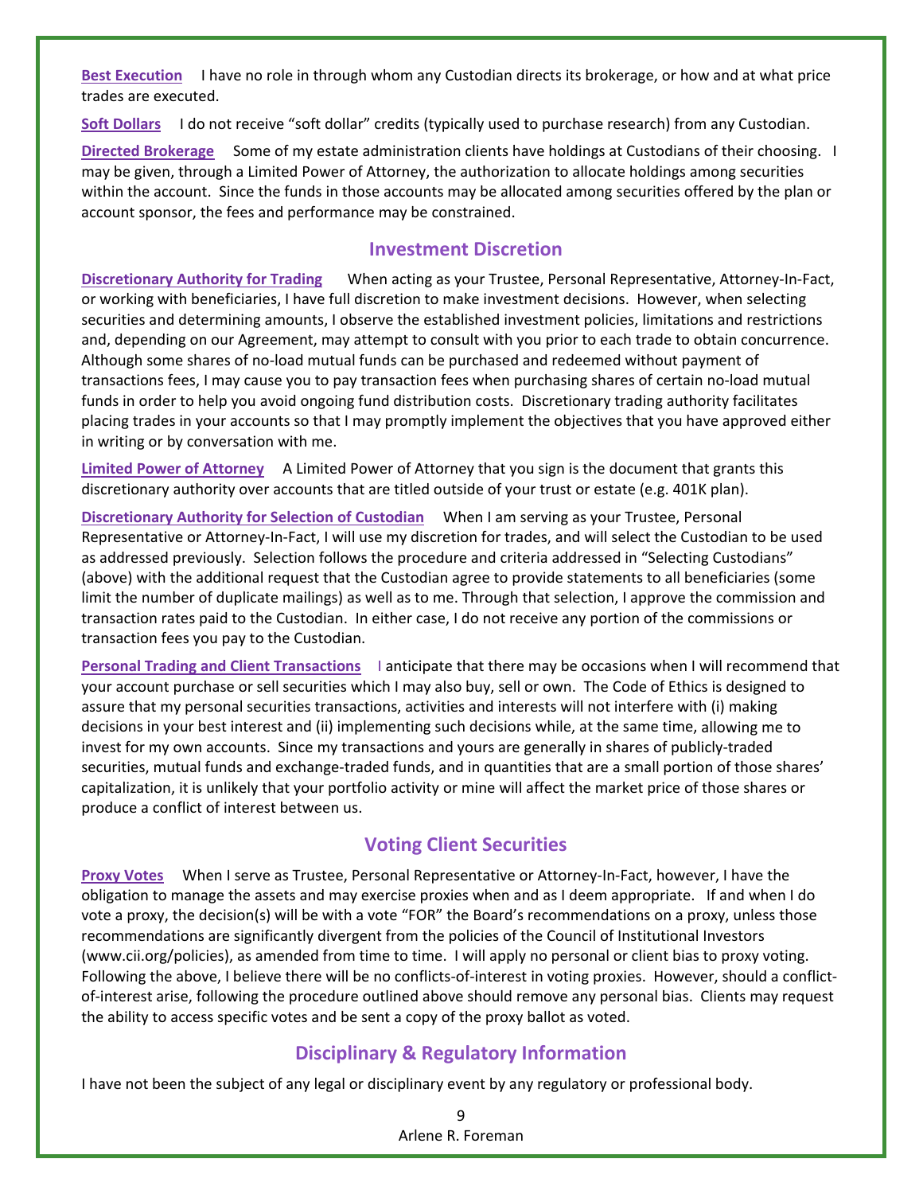**Best Execution** I have no role in through whom any Custodian directs its brokerage, or how and at what price trades are executed.

**Soft Dollars** I do not receive "soft dollar" credits (typically used to purchase research) from any Custodian.

**Directed Brokerage** Some of my estate administration clients have holdings at Custodians of their choosing. I may be given, through a Limited Power of Attorney, the authorization to allocate holdings among securities within the account. Since the funds in those accounts may be allocated among securities offered by the plan or account sponsor, the fees and performance may be constrained.

## Investment Discretion

**Discretionary Authority for Trading** When acting as your Trustee, Personal Representative, Attorney-In-Fact, or working with beneficiaries, I have full discretion to make investment decisions. However, when selecting securities and determining amounts, I observe the established investment policies, limitations and restrictions and, depending on our Agreement, may attempt to consult with you prior to each trade to obtain concurrence. Although some shares of no-load mutual funds can be purchased and redeemed without payment of transactions fees, I may cause you to pay transaction fees when purchasing shares of certain no-load mutual funds in order to help you avoid ongoing fund distribution costs. Discretionary trading authority facilitates placing trades in your accounts so that I may promptly implement the objectives that you have approved either in writing or by conversation with me.

**Limited Power of Attorney** A Limited Power of Attorney that you sign is the document that grants this discretionary authority over accounts that are titled outside of your trust or estate (e.g. 401K plan).

**Discretionary Authority for Selection of Custodian** When I am serving as your Trustee, Personal Representative or Attorney-In-Fact, I will use my discretion for trades, and will select the Custodian to be used as addressed previously. Selection follows the procedure and criteria addressed in "Selecting Custodians" (above) with the additional request that the Custodian agree to provide statements to all beneficiaries (some limit the number of duplicate mailings) as well as to me. Through that selection, I approve the commission and transaction rates paid to the Custodian. In either case, I do not receive any portion of the commissions or transaction fees you pay to the Custodian.

**Personal Trading and Client Transactions** I anticipate that there may be occasions when I will recommend that your account purchase or sell securities which I may also buy, sell or own. The Code of Ethics is designed to assure that my personal securities transactions, activities and interests will not interfere with (i) making decisions in your best interest and (ii) implementing such decisions while, at the same time, allowing me to invest for my own accounts. Since my transactions and yours are generally in shares of publicly-traded securities, mutual funds and exchange-traded funds, and in quantities that are a small portion of those shares' capitalization, it is unlikely that your portfolio activity or mine will affect the market price of those shares or produce a conflict of interest between us.

## Voting Client Securities

**Proxy Votes** When I serve as Trustee, Personal Representative or Attorney-In-Fact, however, I have the obligation to manage the assets and may exercise proxies when and as I deem appropriate. If and when I do vote a proxy, the decision(s) will be with a vote "FOR" the Board's recommendations on a proxy, unless those recommendations are significantly divergent from the policies of the Council of Institutional Investors (www.cii.org/policies), as amended from time to time. I will apply no personal or client bias to proxy voting. Following the above, I believe there will be no conflicts-of-interest in voting proxies. However, should a conflict-of-interest arise, following the procedure outlined above should remove any personal bias. Clients may request the ability to access specific votes and be sent a copy of the proxy ballot as voted.

## Disciplinary & Regulatory Information

I have not been the subject of any legal or disciplinary event by any regulatory or professional body.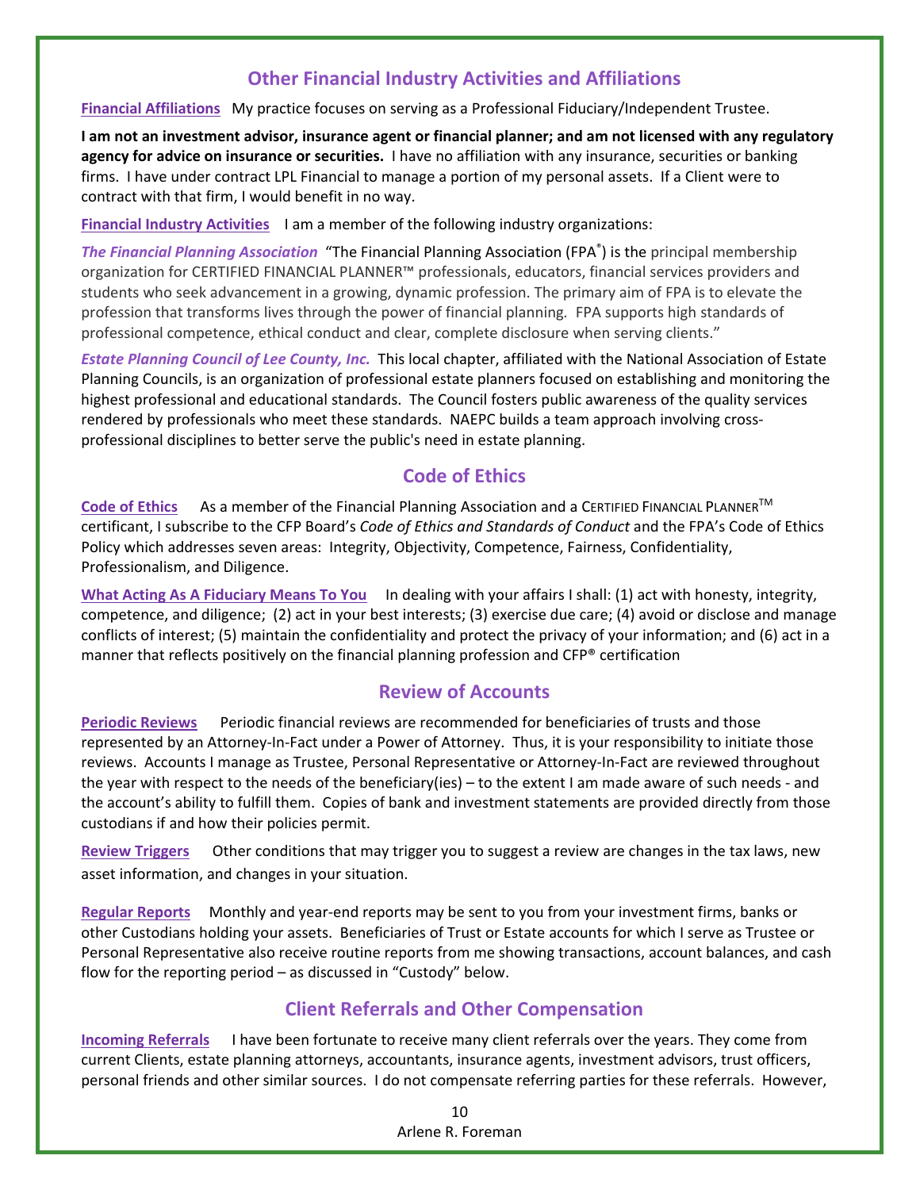## Other Financial Industry Activities and Affiliations

**Financial Affiliations** My practice focuses on serving as a Professional Fiduciary/Independent Trustee.

**I am not an investment advisor, insurance agent or financial planner; and am not licensed with any regulatory agency for advice on insurance or securities.** I have no affiliation with any insurance, securities or banking firms. I have under contract LPL Financial to manage a portion of my personal assets. If a Client were to contract with that firm, I would benefit in no way.

**Financial Industry Activities** I am a member of the following industry organizations:

***The Financial Planning Association*** "The Financial Planning Association (FPA®) is the principal membership organization for CERTIFIED FINANCIAL PLANNER™ professionals, educators, financial services providers and students who seek advancement in a growing, dynamic profession. The primary aim of FPA is to elevate the profession that transforms lives through the power of financial planning. FPA supports high standards of professional competence, ethical conduct and clear, complete disclosure when serving clients."

***Estate Planning Council of Lee County, Inc.*** This local chapter, affiliated with the National Association of Estate Planning Councils, is an organization of professional estate planners focused on establishing and monitoring the highest professional and educational standards. The Council fosters public awareness of the quality services rendered by professionals who meet these standards. NAEPC builds a team approach involving cross-professional disciplines to better serve the public's need in estate planning.

## Code of Ethics

**Code of Ethics** As a member of the Financial Planning Association and a CERTIFIED FINANCIAL PLANNER™ certificant, I subscribe to the CFP Board's *Code of Ethics and Standards of Conduct* and the FPA's Code of Ethics Policy which addresses seven areas: Integrity, Objectivity, Competence, Fairness, Confidentiality, Professionalism, and Diligence.

**What Acting As A Fiduciary Means To You** In dealing with your affairs I shall: (1) act with honesty, integrity, competence, and diligence; (2) act in your best interests; (3) exercise due care; (4) avoid or disclose and manage conflicts of interest; (5) maintain the confidentiality and protect the privacy of your information; and (6) act in a manner that reflects positively on the financial planning profession and CFP® certification

## Review of Accounts

**Periodic Reviews** Periodic financial reviews are recommended for beneficiaries of trusts and those represented by an Attorney-In-Fact under a Power of Attorney. Thus, it is your responsibility to initiate those reviews. Accounts I manage as Trustee, Personal Representative or Attorney-In-Fact are reviewed throughout the year with respect to the needs of the beneficiary(ies) – to the extent I am made aware of such needs - and the account's ability to fulfill them. Copies of bank and investment statements are provided directly from those custodians if and how their policies permit.

**Review Triggers** Other conditions that may trigger you to suggest a review are changes in the tax laws, new asset information, and changes in your situation.

**Regular Reports** Monthly and year-end reports may be sent to you from your investment firms, banks or other Custodians holding your assets. Beneficiaries of Trust or Estate accounts for which I serve as Trustee or Personal Representative also receive routine reports from me showing transactions, account balances, and cash flow for the reporting period – as discussed in "Custody" below.

## Client Referrals and Other Compensation

**Incoming Referrals** I have been fortunate to receive many client referrals over the years. They come from current Clients, estate planning attorneys, accountants, insurance agents, investment advisors, trust officers, personal friends and other similar sources. I do not compensate referring parties for these referrals. However,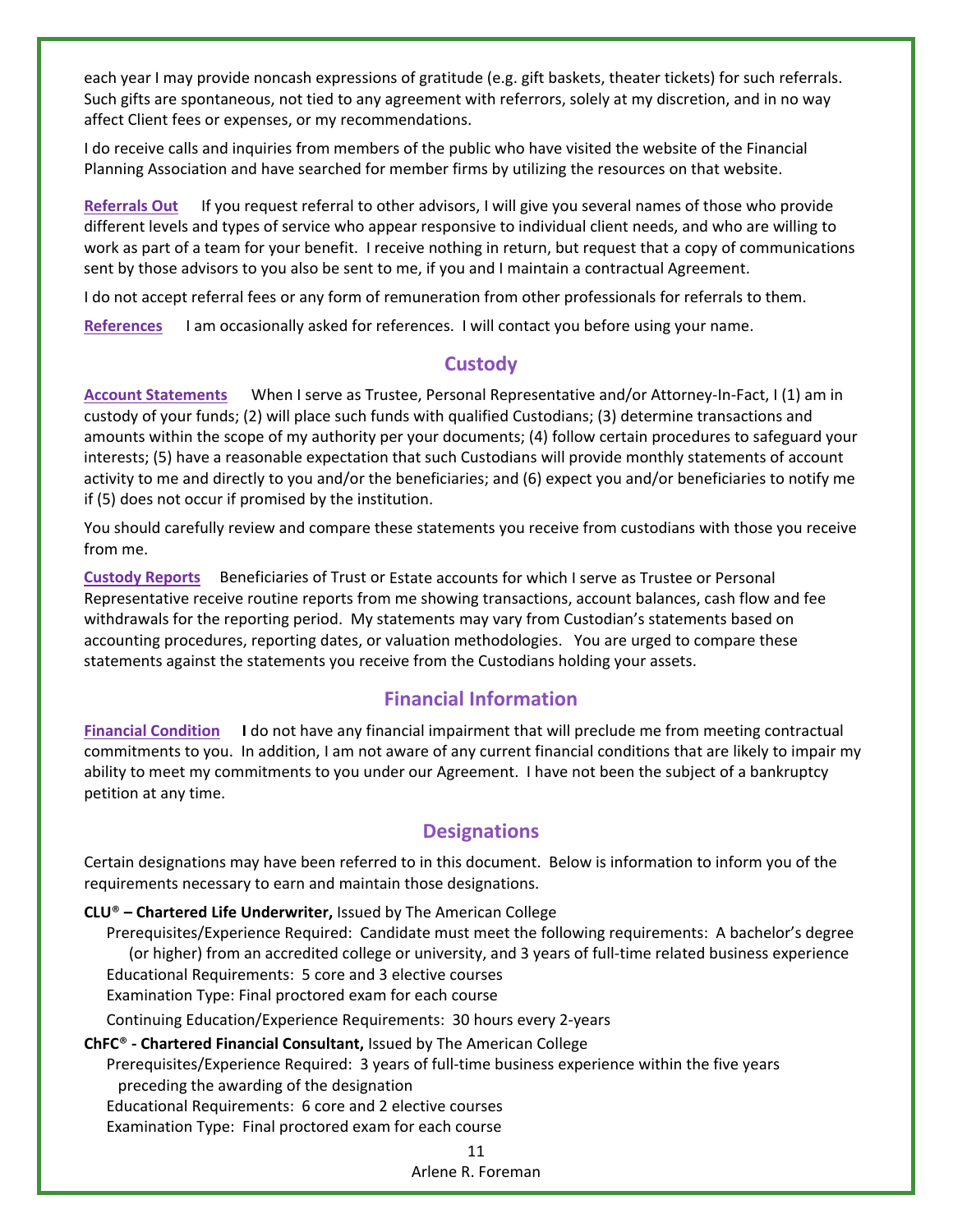each year I may provide noncash expressions of gratitude (e.g. gift baskets, theater tickets) for such referrals. Such gifts are spontaneous, not tied to any agreement with referrors, solely at my discretion, and in no way affect Client fees or expenses, or my recommendations.

I do receive calls and inquiries from members of the public who have visited the website of the Financial Planning Association and have searched for member firms by utilizing the resources on that website.

**Referrals Out** If you request referral to other advisors, I will give you several names of those who provide different levels and types of service who appear responsive to individual client needs, and who are willing to work as part of a team for your benefit. I receive nothing in return, but request that a copy of communications sent by those advisors to you also be sent to me, if you and I maintain a contractual Agreement.

I do not accept referral fees or any form of remuneration from other professionals for referrals to them.

**References** I am occasionally asked for references. I will contact you before using your name.

## Custody

**Account Statements** When I serve as Trustee, Personal Representative and/or Attorney-In-Fact, I (1) am in custody of your funds; (2) will place such funds with qualified Custodians; (3) determine transactions and amounts within the scope of my authority per your documents; (4) follow certain procedures to safeguard your interests; (5) have a reasonable expectation that such Custodians will provide monthly statements of account activity to me and directly to you and/or the beneficiaries; and (6) expect you and/or beneficiaries to notify me if (5) does not occur if promised by the institution.

You should carefully review and compare these statements you receive from custodians with those you receive from me.

**Custody Reports** Beneficiaries of Trust or Estate accounts for which I serve as Trustee or Personal Representative receive routine reports from me showing transactions, account balances, cash flow and fee withdrawals for the reporting period. My statements may vary from Custodian's statements based on accounting procedures, reporting dates, or valuation methodologies. You are urged to compare these statements against the statements you receive from the Custodians holding your assets.

## Financial Information

**Financial Condition** **I** do not have any financial impairment that will preclude me from meeting contractual commitments to you. In addition, I am not aware of any current financial conditions that are likely to impair my ability to meet my commitments to you under our Agreement. I have not been the subject of a bankruptcy petition at any time.

## Designations

Certain designations may have been referred to in this document. Below is information to inform you of the requirements necessary to earn and maintain those designations.

**CLU® – Chartered Life Underwriter,** Issued by The American College

Prerequisites/Experience Required: Candidate must meet the following requirements: A bachelor's degree (or higher) from an accredited college or university, and 3 years of full-time related business experience

Educational Requirements: 5 core and 3 elective courses

Examination Type: Final proctored exam for each course

Continuing Education/Experience Requirements: 30 hours every 2-years

**ChFC® - Chartered Financial Consultant,** Issued by The American College

Prerequisites/Experience Required: 3 years of full-time business experience within the five years preceding the awarding of the designation

Educational Requirements: 6 core and 2 elective courses

Examination Type: Final proctored exam for each course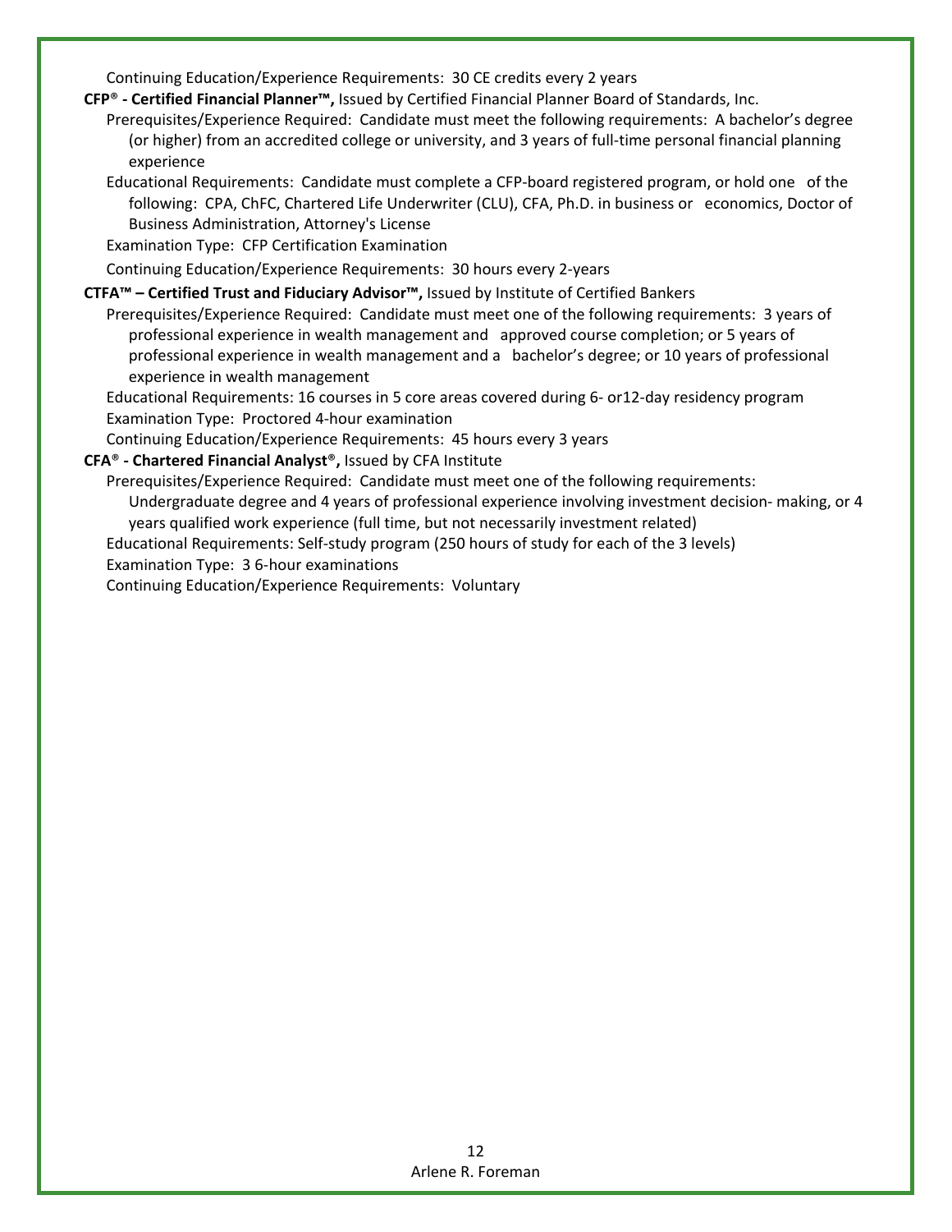Continuing Education/Experience Requirements: 30 CE credits every 2 years

**CFP® - Certified Financial Planner™,** Issued by Certified Financial Planner Board of Standards, Inc.

Prerequisites/Experience Required: Candidate must meet the following requirements: A bachelor's degree (or higher) from an accredited college or university, and 3 years of full-time personal financial planning experience

Educational Requirements: Candidate must complete a CFP-board registered program, or hold one of the following: CPA, ChFC, Chartered Life Underwriter (CLU), CFA, Ph.D. in business or economics, Doctor of Business Administration, Attorney's License

Examination Type: CFP Certification Examination

Continuing Education/Experience Requirements: 30 hours every 2-years

**CTFA™ – Certified Trust and Fiduciary Advisor™,** Issued by Institute of Certified Bankers

Prerequisites/Experience Required: Candidate must meet one of the following requirements: 3 years of professional experience in wealth management and approved course completion; or 5 years of professional experience in wealth management and a bachelor's degree; or 10 years of professional experience in wealth management

Educational Requirements: 16 courses in 5 core areas covered during 6- or12-day residency program

Examination Type: Proctored 4-hour examination

Continuing Education/Experience Requirements: 45 hours every 3 years

**CFA® - Chartered Financial Analyst®,** Issued by CFA Institute

Prerequisites/Experience Required: Candidate must meet one of the following requirements: Undergraduate degree and 4 years of professional experience involving investment decision- making, or 4 years qualified work experience (full time, but not necessarily investment related)

Educational Requirements: Self-study program (250 hours of study for each of the 3 levels)

Examination Type: 3 6-hour examinations

Continuing Education/Experience Requirements: Voluntary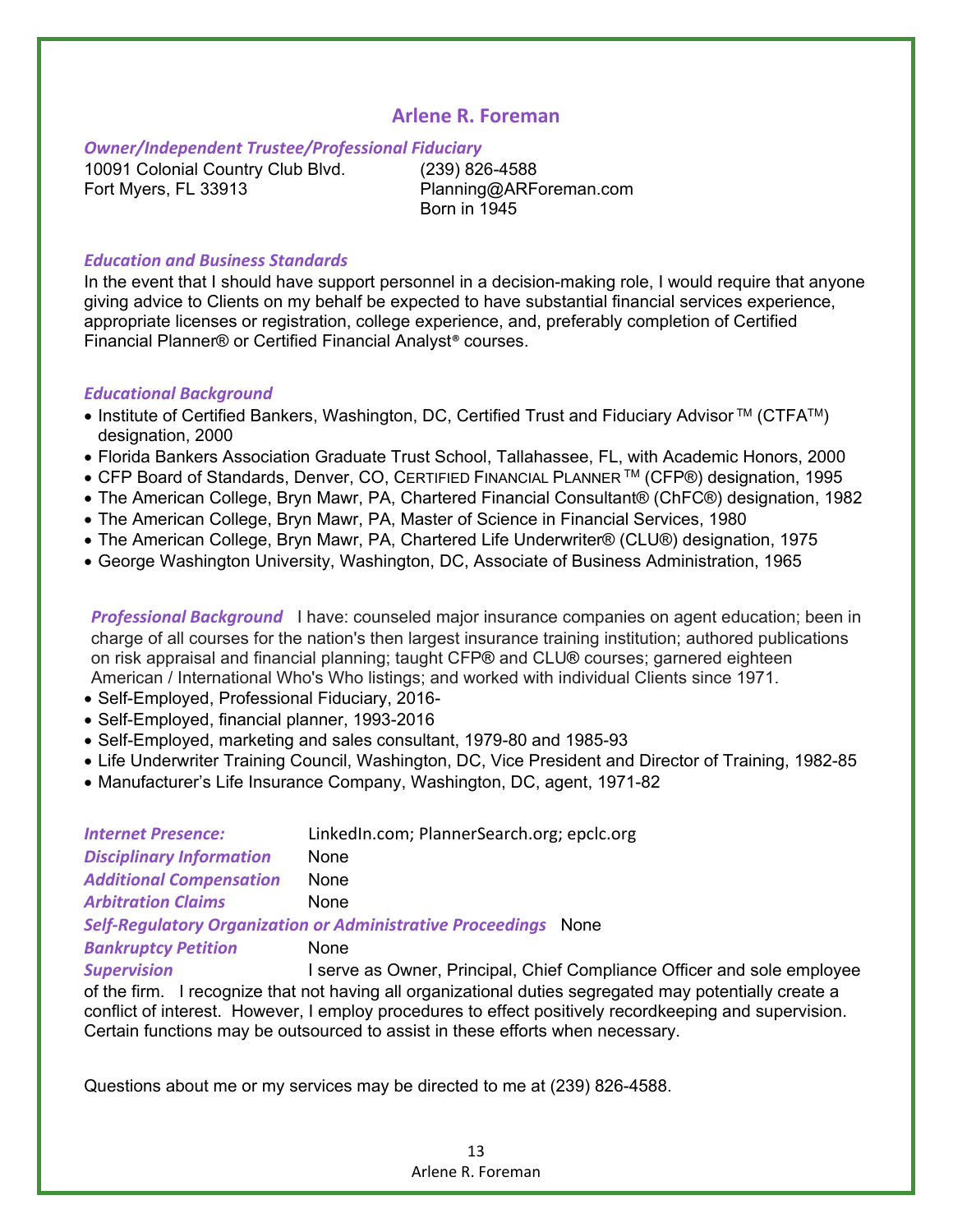# Arlene R. Foreman

***Owner/Independent Trustee/Professional Fiduciary***

10091 Colonial Country Club Blvd.
Fort Myers, FL 33913

(239) 826-4588
Planning@ARForeman.com
Born in 1945

***Education and Business Standards***

In the event that I should have support personnel in a decision-making role, I would require that anyone giving advice to Clients on my behalf be expected to have substantial financial services experience, appropriate licenses or registration, college experience, and, preferably completion of Certified Financial Planner® or Certified Financial Analyst® courses.

***Educational Background***

- Institute of Certified Bankers, Washington, DC, Certified Trust and Fiduciary Advisor ™ (CTFA™) designation, 2000
- Florida Bankers Association Graduate Trust School, Tallahassee, FL, with Academic Honors, 2000
- CFP Board of Standards, Denver, CO, CERTIFIED FINANCIAL PLANNER ™ (CFP®) designation, 1995
- The American College, Bryn Mawr, PA, Chartered Financial Consultant® (ChFC®) designation, 1982
- The American College, Bryn Mawr, PA, Master of Science in Financial Services, 1980
- The American College, Bryn Mawr, PA, Chartered Life Underwriter® (CLU®) designation, 1975
- George Washington University, Washington, DC, Associate of Business Administration, 1965

***Professional Background*** I have: counseled major insurance companies on agent education; been in charge of all courses for the nation's then largest insurance training institution; authored publications on risk appraisal and financial planning; taught CFP® and CLU® courses; garnered eighteen American / International Who's Who listings; and worked with individual Clients since 1971.

- Self-Employed, Professional Fiduciary, 2016-
- Self-Employed, financial planner, 1993-2016
- Self-Employed, marketing and sales consultant, 1979-80 and 1985-93
- Life Underwriter Training Council, Washington, DC, Vice President and Director of Training, 1982-85
- Manufacturer's Life Insurance Company, Washington, DC, agent, 1971-82

***Internet Presence:*** LinkedIn.com; PlannerSearch.org; epclc.org

***Disciplinary Information*** None

***Additional Compensation*** None

***Arbitration Claims*** None

***Self-Regulatory Organization or Administrative Proceedings*** None

***Bankruptcy Petition*** None

***Supervision*** I serve as Owner, Principal, Chief Compliance Officer and sole employee of the firm. I recognize that not having all organizational duties segregated may potentially create a conflict of interest. However, I employ procedures to effect positively recordkeeping and supervision. Certain functions may be outsourced to assist in these efforts when necessary.

Questions about me or my services may be directed to me at (239) 826-4588.